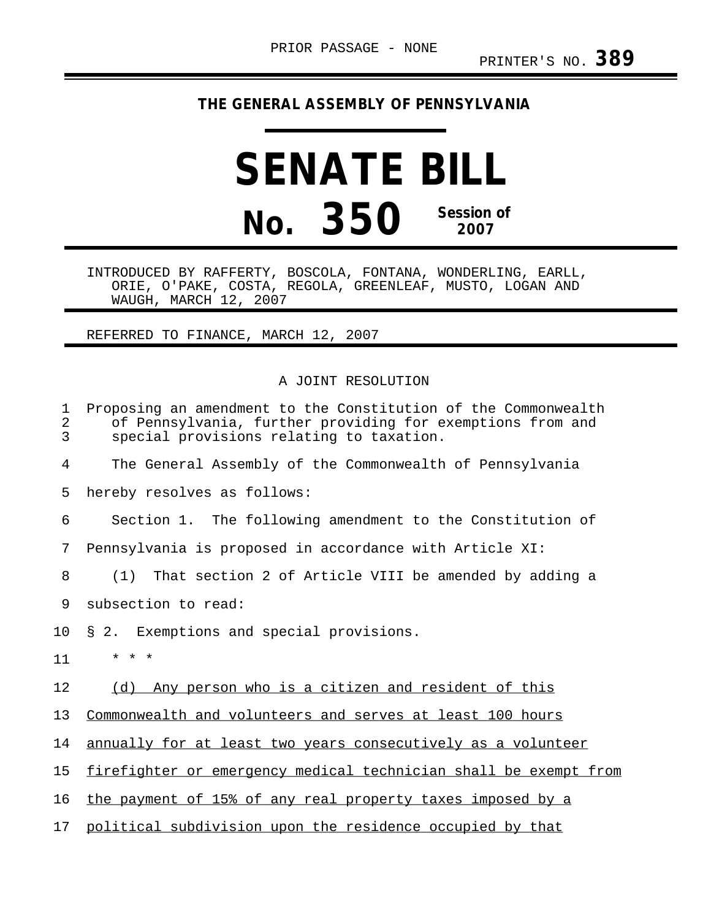PRIOR PASSAGE - NONE

PRINTER'S NO. **389**

**THE GENERAL ASSEMBLY OF PENNSYLVANIA**

# SENATE BILL

# No. 350

**Session of 2007**

INTRODUCED BY RAFFERTY, BOSCOLA, FONTANA, WONDERLING, EARLL, ORIE, O'PAKE, COSTA, REGOLA, GREENLEAF, MUSTO, LOGAN AND WAUGH, MARCH 12, 2007

REFERRED TO FINANCE, MARCH 12, 2007

A JOINT RESOLUTION

Proposing an amendment to the Constitution of the Commonwealth of Pennsylvania, further providing for exemptions from and special provisions relating to taxation.

The General Assembly of the Commonwealth of Pennsylvania hereby resolves as follows:

Section 1. The following amendment to the Constitution of Pennsylvania is proposed in accordance with Article XI:

(1) That section 2 of Article VIII be amended by adding a subsection to read:

§ 2. Exemptions and special provisions.

\* \* \*

<u>(d) Any person who is a citizen and resident of this Commonwealth and volunteers and serves at least 100 hours annually for at least two years consecutively as a volunteer firefighter or emergency medical technician shall be exempt from the payment of 15% of any real property taxes imposed by a political subdivision upon the residence occupied by that</u>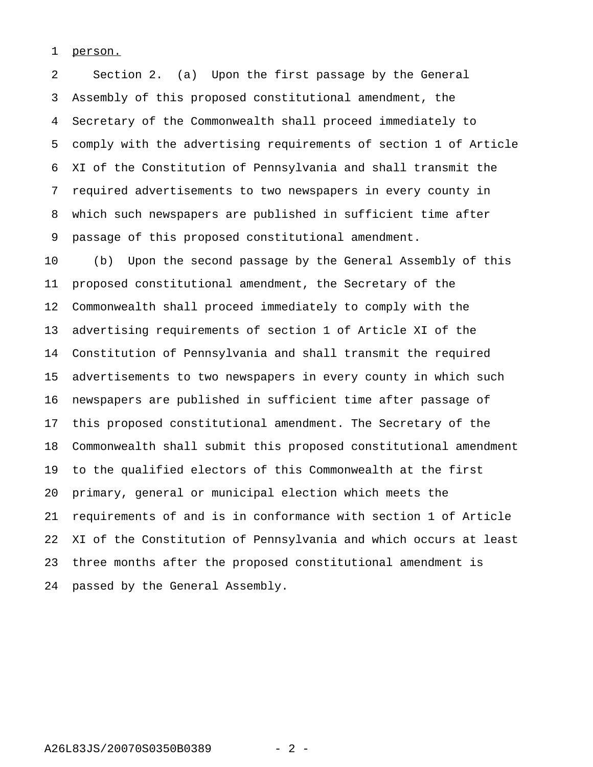person.

Section 2. (a) Upon the first passage by the General Assembly of this proposed constitutional amendment, the Secretary of the Commonwealth shall proceed immediately to comply with the advertising requirements of section 1 of Article XI of the Constitution of Pennsylvania and shall transmit the required advertisements to two newspapers in every county in which such newspapers are published in sufficient time after passage of this proposed constitutional amendment.

(b) Upon the second passage by the General Assembly of this proposed constitutional amendment, the Secretary of the Commonwealth shall proceed immediately to comply with the advertising requirements of section 1 of Article XI of the Constitution of Pennsylvania and shall transmit the required advertisements to two newspapers in every county in which such newspapers are published in sufficient time after passage of this proposed constitutional amendment. The Secretary of the Commonwealth shall submit this proposed constitutional amendment to the qualified electors of this Commonwealth at the first primary, general or municipal election which meets the requirements of and is in conformance with section 1 of Article XI of the Constitution of Pennsylvania and which occurs at least three months after the proposed constitutional amendment is passed by the General Assembly.